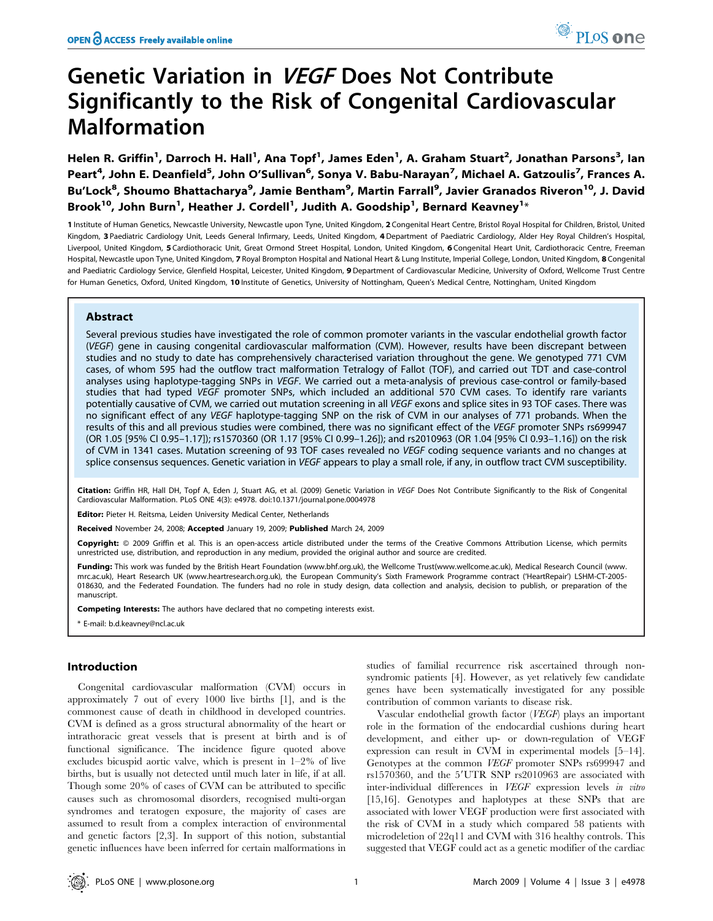# Genetic Variation in *VEGF* Does Not Contribute Significantly to the Risk of Congenital Cardiovascular Malformation

Helen R. Griffin[1], Darroch H. Hall[1], Ana Topf[1], James Eden[1], A. Graham Stuart[2], Jonathan Parsons[3], Ian Peart[4], John E. Deanfield[5], John O'Sullivan[6], Sonya V. Babu-Narayan[7], Michael A. Gatzoulis[7], Frances A. Bu'Lock[8], Shoumo Bhattacharya[9], Jamie Bentham[9], Martin Farrall[9], Javier Granados Riveron[10], J. David Brook[10], John Burn[1], Heather J. Cordell[1], Judith A. Goodship[1], Bernard Keavney[1]*

1 Institute of Human Genetics, Newcastle University, Newcastle upon Tyne, United Kingdom, 2 Congenital Heart Centre, Bristol Royal Hospital for Children, Bristol, United Kingdom, 3 Paediatric Cardiology Unit, Leeds General Infirmary, Leeds, United Kingdom, 4 Department of Paediatric Cardiology, Alder Hey Royal Children's Hospital, Liverpool, United Kingdom, 5 Cardiothoracic Unit, Great Ormond Street Hospital, London, United Kingdom, 6 Congenital Heart Unit, Cardiothoracic Centre, Freeman Hospital, Newcastle upon Tyne, United Kingdom, 7 Royal Brompton Hospital and National Heart & Lung Institute, Imperial College, London, United Kingdom, 8 Congenital and Paediatric Cardiology Service, Glenfield Hospital, Leicester, United Kingdom, 9 Department of Cardiovascular Medicine, University of Oxford, Wellcome Trust Centre for Human Genetics, Oxford, United Kingdom, 10 Institute of Genetics, University of Nottingham, Queen's Medical Centre, Nottingham, United Kingdom

## Abstract

Several previous studies have investigated the role of common promoter variants in the vascular endothelial growth factor (*VEGF*) gene in causing congenital cardiovascular malformation (CVM). However, results have been discrepant between studies and no study to date has comprehensively characterised variation throughout the gene. We genotyped 771 CVM cases, of whom 595 had the outflow tract malformation Tetralogy of Fallot (TOF), and carried out TDT and case-control analyses using haplotype-tagging SNPs in *VEGF*. We carried out a meta-analysis of previous case-control or family-based studies that had typed *VEGF* promoter SNPs, which included an additional 570 CVM cases. To identify rare variants potentially causative of CVM, we carried out mutation screening in all *VEGF* exons and splice sites in 93 TOF cases. There was no significant effect of any *VEGF* haplotype-tagging SNP on the risk of CVM in our analyses of 771 probands. When the results of this and all previous studies were combined, there was no significant effect of the *VEGF* promoter SNPs rs699947 (OR 1.05 [95% CI 0.95–1.17]); rs1570360 (OR 1.17 [95% CI 0.99–1.26]); and rs2010963 (OR 1.04 [95% CI 0.93–1.16]) on the risk of CVM in 1341 cases. Mutation screening of 93 TOF cases revealed no *VEGF* coding sequence variants and no changes at splice consensus sequences. Genetic variation in *VEGF* appears to play a small role, if any, in outflow tract CVM susceptibility.

**Citation:** Griffin HR, Hall DH, Topf A, Eden J, Stuart AG, et al. (2009) Genetic Variation in *VEGF* Does Not Contribute Significantly to the Risk of Congenital Cardiovascular Malformation. PLoS ONE 4(3): e4978. doi:10.1371/journal.pone.0004978

**Editor:** Pieter H. Reitsma, Leiden University Medical Center, Netherlands

**Received** November 24, 2008; **Accepted** January 19, 2009; **Published** March 24, 2009

**Copyright:** © 2009 Griffin et al. This is an open-access article distributed under the terms of the Creative Commons Attribution License, which permits unrestricted use, distribution, and reproduction in any medium, provided the original author and source are credited.

**Funding:** This work was funded by the British Heart Foundation (www.bhf.org.uk), the Wellcome Trust(www.wellcome.ac.uk), Medical Research Council (www.mrc.ac.uk), Heart Research UK (www.heartresearch.org.uk), the European Community's Sixth Framework Programme contract ('HeartRepair') LSHM-CT-2005-018630, and the Federated Foundation. The funders had no role in study design, data collection and analysis, decision to publish, or preparation of the manuscript.

**Competing Interests:** The authors have declared that no competing interests exist.

* E-mail: b.d.keavney@ncl.ac.uk

## Introduction

Congenital cardiovascular malformation (CVM) occurs in approximately 7 out of every 1000 live births [1], and is the commonest cause of death in childhood in developed countries. CVM is defined as a gross structural abnormality of the heart or intrathoracic great vessels that is present at birth and is of functional significance. The incidence figure quoted above excludes bicuspid aortic valve, which is present in 1–2% of live births, but is usually not detected until much later in life, if at all. Though some 20% of cases of CVM can be attributed to specific causes such as chromosomal disorders, recognised multi-organ syndromes and teratogen exposure, the majority of cases are assumed to result from a complex interaction of environmental and genetic factors [2,3]. In support of this notion, substantial genetic influences have been inferred for certain malformations in studies of familial recurrence risk ascertained through non-syndromic patients [4]. However, as yet relatively few candidate genes have been systematically investigated for any possible contribution of common variants to disease risk.

Vascular endothelial growth factor (*VEGF*) plays an important role in the formation of the endocardial cushions during heart development, and either up- or down-regulation of VEGF expression can result in CVM in experimental models [5–14]. Genotypes at the common *VEGF* promoter SNPs rs699947 and rs1570360, and the 5′UTR SNP rs2010963 are associated with inter-individual differences in *VEGF* expression levels *in vitro* [15,16]. Genotypes and haplotypes at these SNPs that are associated with lower VEGF production were first associated with the risk of CVM in a study which compared 58 patients with microdeletion of 22q11 and CVM with 316 healthy controls. This suggested that VEGF could act as a genetic modifier of the cardiac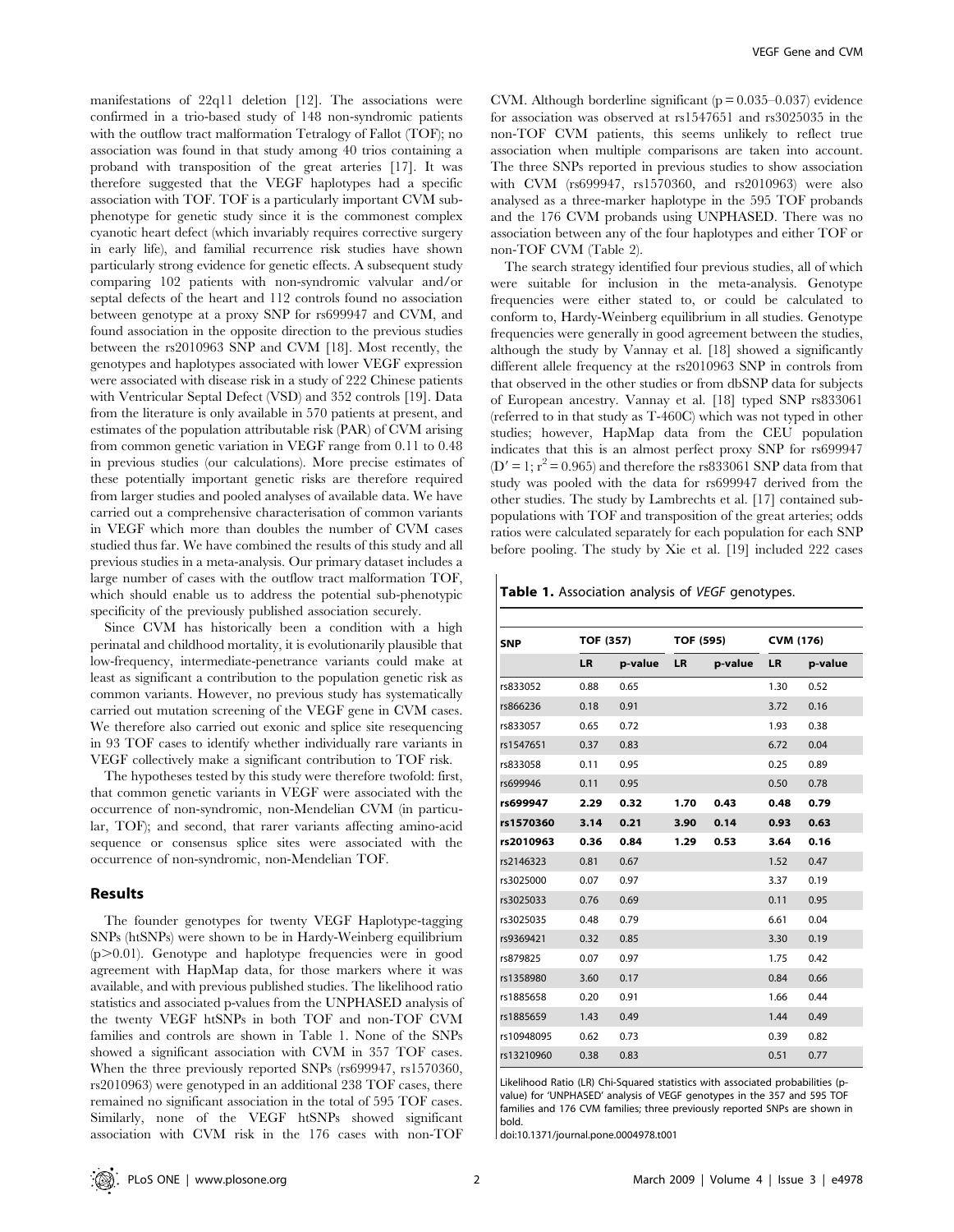manifestations of 22q11 deletion [12]. The associations were confirmed in a trio-based study of 148 non-syndromic patients with the outflow tract malformation Tetralogy of Fallot (TOF); no association was found in that study among 40 trios containing a proband with transposition of the great arteries [17]. It was therefore suggested that the VEGF haplotypes had a specific association with TOF. TOF is a particularly important CVM sub-phenotype for genetic study since it is the commonest complex cyanotic heart defect (which invariably requires corrective surgery in early life), and familial recurrence risk studies have shown particularly strong evidence for genetic effects. A subsequent study comparing 102 patients with non-syndromic valvular and/or septal defects of the heart and 112 controls found no association between genotype at a proxy SNP for rs699947 and CVM, and found association in the opposite direction to the previous studies between the rs2010963 SNP and CVM [18]. Most recently, the genotypes and haplotypes associated with lower VEGF expression were associated with disease risk in a study of 222 Chinese patients with Ventricular Septal Defect (VSD) and 352 controls [19]. Data from the literature is only available in 570 patients at present, and estimates of the population attributable risk (PAR) of CVM arising from common genetic variation in VEGF range from 0.11 to 0.48 in previous studies (our calculations). More precise estimates of these potentially important genetic risks are therefore required from larger studies and pooled analyses of available data. We have carried out a comprehensive characterisation of common variants in VEGF which more than doubles the number of CVM cases studied thus far. We have combined the results of this study and all previous studies in a meta-analysis. Our primary dataset includes a large number of cases with the outflow tract malformation TOF, which should enable us to address the potential sub-phenotypic specificity of the previously published association securely.

Since CVM has historically been a condition with a high perinatal and childhood mortality, it is evolutionarily plausible that low-frequency, intermediate-penetrance variants could make at least as significant a contribution to the population genetic risk as common variants. However, no previous study has systematically carried out mutation screening of the VEGF gene in CVM cases. We therefore also carried out exonic and splice site resequencing in 93 TOF cases to identify whether individually rare variants in VEGF collectively make a significant contribution to TOF risk.

The hypotheses tested by this study were therefore twofold: first, that common genetic variants in VEGF were associated with the occurrence of non-syndromic, non-Mendelian CVM (in particular, TOF); and second, that rarer variants affecting amino-acid sequence or consensus splice sites were associated with the occurrence of non-syndromic, non-Mendelian TOF.

## Results

The founder genotypes for twenty VEGF Haplotype-tagging SNPs (htSNPs) were shown to be in Hardy-Weinberg equilibrium ($p>0.01$). Genotype and haplotype frequencies were in good agreement with HapMap data, for those markers where it was available, and with previous published studies. The likelihood ratio statistics and associated p-values from the UNPHASED analysis of the twenty VEGF htSNPs in both TOF and non-TOF CVM families and controls are shown in Table 1. None of the SNPs showed a significant association with CVM in 357 TOF cases. When the three previously reported SNPs (rs699947, rs1570360, rs2010963) were genotyped in an additional 238 TOF cases, there remained no significant association in the total of 595 TOF cases. Similarly, none of the VEGF htSNPs showed significant association with CVM risk in the 176 cases with non-TOF CVM. Although borderline significant ($p=0.035$–$0.037$) evidence for association was observed at rs1547651 and rs3025035 in the non-TOF CVM patients, this seems unlikely to reflect true association when multiple comparisons are taken into account. The three SNPs reported in previous studies to show association with CVM (rs699947, rs1570360, and rs2010963) were also analysed as a three-marker haplotype in the 595 TOF probands and the 176 CVM probands using UNPHASED. There was no association between any of the four haplotypes and either TOF or non-TOF CVM (Table 2).

The search strategy identified four previous studies, all of which were suitable for inclusion in the meta-analysis. Genotype frequencies were either stated to, or could be calculated to conform to, Hardy-Weinberg equilibrium in all studies. Genotype frequencies were generally in good agreement between the studies, although the study by Vannay et al. [18] showed a significantly different allele frequency at the rs2010963 SNP in controls from that observed in the other studies or from dbSNP data for subjects of European ancestry. Vannay et al. [18] typed SNP rs833061 (referred to in that study as T-460C) which was not typed in other studies; however, HapMap data from the CEU population indicates that this is an almost perfect proxy SNP for rs699947 ($D'=1$; $r^2=0.965$) and therefore the rs833061 SNP data from that study was pooled with the data for rs699947 derived from the other studies. The study by Lambrechts et al. [17] contained sub-populations with TOF and transposition of the great arteries; odds ratios were calculated separately for each population for each SNP before pooling. The study by Xie et al. [19] included 222 cases

**Table 1.** Association analysis of *VEGF* genotypes.

| SNP | TOF (357) | | TOF (595) | | CVM (176) | |
|---|---|---|---|---|---|---|
| | LR | p-value | LR | p-value | LR | p-value |
| rs833052 | 0.88 | 0.65 | | | 1.30 | 0.52 |
| rs866236 | 0.18 | 0.91 | | | 3.72 | 0.16 |
| rs833057 | 0.65 | 0.72 | | | 1.93 | 0.38 |
| rs1547651 | 0.37 | 0.83 | | | 6.72 | 0.04 |
| rs833058 | 0.11 | 0.95 | | | 0.25 | 0.89 |
| rs699946 | 0.11 | 0.95 | | | 0.50 | 0.78 |
| **rs699947** | **2.29** | **0.32** | **1.70** | **0.43** | **0.48** | **0.79** |
| **rs1570360** | **3.14** | **0.21** | **3.90** | **0.14** | **0.93** | **0.63** |
| **rs2010963** | **0.36** | **0.84** | **1.29** | **0.53** | **3.64** | **0.16** |
| rs2146323 | 0.81 | 0.67 | | | 1.52 | 0.47 |
| rs3025000 | 0.07 | 0.97 | | | 3.37 | 0.19 |
| rs3025033 | 0.76 | 0.69 | | | 0.11 | 0.95 |
| rs3025035 | 0.48 | 0.79 | | | 6.61 | 0.04 |
| rs9369421 | 0.32 | 0.85 | | | 3.30 | 0.19 |
| rs879825 | 0.07 | 0.97 | | | 1.75 | 0.42 |
| rs1358980 | 3.60 | 0.17 | | | 0.84 | 0.66 |
| rs1885658 | 0.20 | 0.91 | | | 1.66 | 0.44 |
| rs1885659 | 1.43 | 0.49 | | | 1.44 | 0.49 |
| rs10948095 | 0.62 | 0.73 | | | 0.39 | 0.82 |
| rs13210960 | 0.38 | 0.83 | | | 0.51 | 0.77 |

Likelihood Ratio (LR) Chi-Squared statistics with associated probabilities (p-value) for 'UNPHASED' analysis of VEGF genotypes in the 357 and 595 TOF families and 176 CVM families; three previously reported SNPs are shown in bold.

doi:10.1371/journal.pone.0004978.t001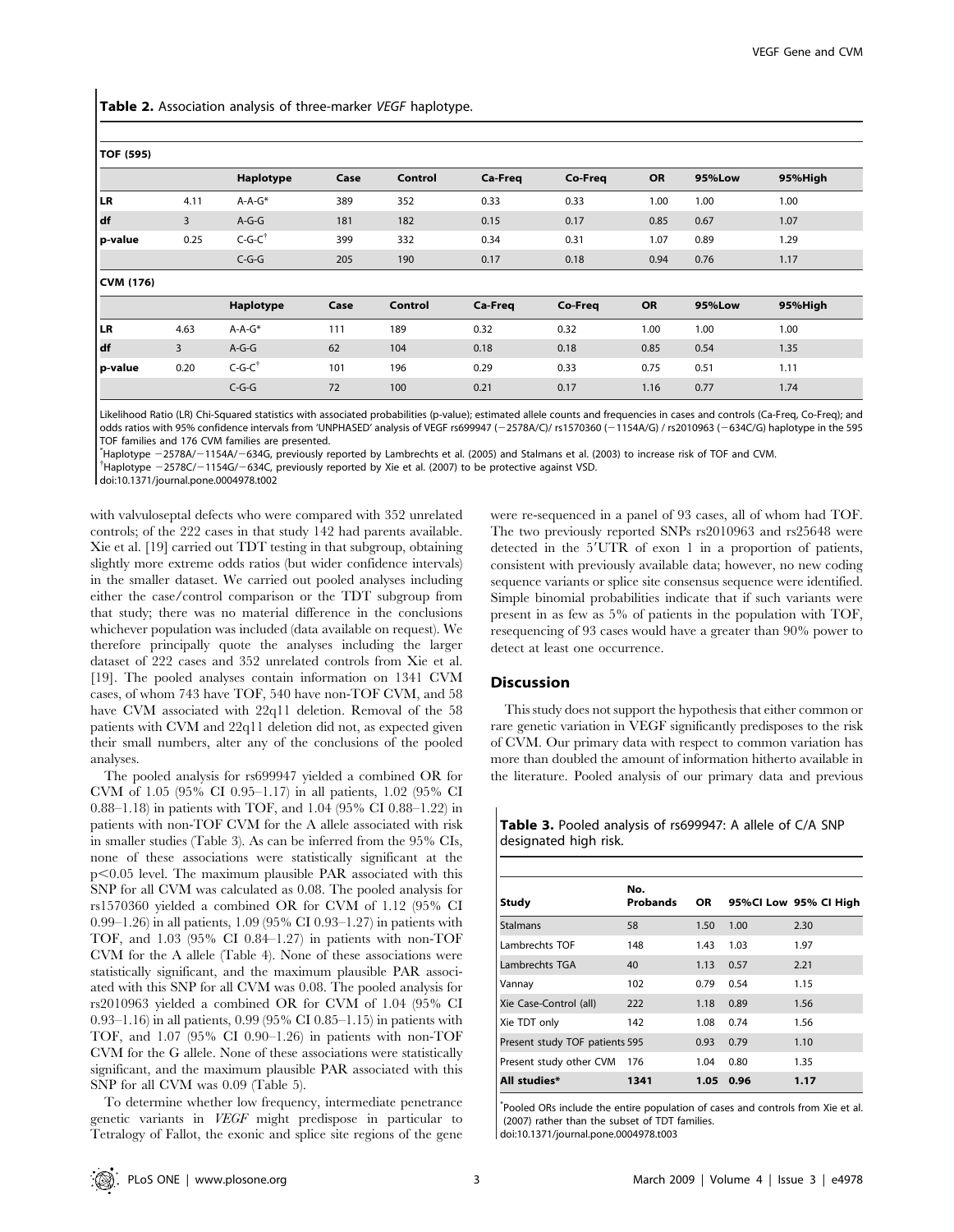**Table 2.** Association analysis of three-marker *VEGF* haplotype.

| **TOF (595)** | | | | | | | | | |
|---|---|---|---|---|---|---|---|---|---|
| | | **Haplotype** | **Case** | **Control** | **Ca-Freq** | **Co-Freq** | **OR** | **95%Low** | **95%High** |
| **LR** | 4.11 | A-A-G* | 389 | 352 | 0.33 | 0.33 | 1.00 | 1.00 | 1.00 |
| **df** | 3 | A-G-G | 181 | 182 | 0.15 | 0.17 | 0.85 | 0.67 | 1.07 |
| **p-value** | 0.25 | C-G-C† | 399 | 332 | 0.34 | 0.31 | 1.07 | 0.89 | 1.29 |
| | | C-G-G | 205 | 190 | 0.17 | 0.18 | 0.94 | 0.76 | 1.17 |
| **CVM (176)** | | | | | | | | | |
| | | **Haplotype** | **Case** | **Control** | **Ca-Freq** | **Co-Freq** | **OR** | **95%Low** | **95%High** |
| **LR** | 4.63 | A-A-G* | 111 | 189 | 0.32 | 0.32 | 1.00 | 1.00 | 1.00 |
| **df** | 3 | A-G-G | 62 | 104 | 0.18 | 0.18 | 0.85 | 0.54 | 1.35 |
| **p-value** | 0.20 | C-G-C† | 101 | 196 | 0.29 | 0.33 | 0.75 | 0.51 | 1.11 |
| | | C-G-G | 72 | 100 | 0.21 | 0.17 | 1.16 | 0.77 | 1.74 |

Likelihood Ratio (LR) Chi-Squared statistics with associated probabilities (p-value); estimated allele counts and frequencies in cases and controls (Ca-Freq, Co-Freq); and odds ratios with 95% confidence intervals from 'UNPHASED' analysis of VEGF rs699947 (−2578A/C)/ rs1570360 (−1154A/G) / rs2010963 (−634C/G) haplotype in the 595 TOF families and 176 CVM families are presented.

*Haplotype −2578A/−1154A/−634G, previously reported by Lambrechts et al. (2005) and Stalmans et al. (2003) to increase risk of TOF and CVM.

†Haplotype −2578C/−1154G/−634C, previously reported by Xie et al. (2007) to be protective against VSD.

doi:10.1371/journal.pone.0004978.t002

with valvuloseptal defects who were compared with 352 unrelated controls; of the 222 cases in that study 142 had parents available. Xie et al. [19] carried out TDT testing in that subgroup, obtaining slightly more extreme odds ratios (but wider confidence intervals) in the smaller dataset. We carried out pooled analyses including either the case/control comparison or the TDT subgroup from that study; there was no material difference in the conclusions whichever population was included (data available on request). We therefore principally quote the analyses including the larger dataset of 222 cases and 352 unrelated controls from Xie et al. [19]. The pooled analyses contain information on 1341 CVM cases, of whom 743 have TOF, 540 have non-TOF CVM, and 58 have CVM associated with 22q11 deletion. Removal of the 58 patients with CVM and 22q11 deletion did not, as expected given their small numbers, alter any of the conclusions of the pooled analyses.

The pooled analysis for rs699947 yielded a combined OR for CVM of 1.05 (95% CI 0.95–1.17) in all patients, 1.02 (95% CI 0.88–1.18) in patients with TOF, and 1.04 (95% CI 0.88–1.22) in patients with non-TOF CVM for the A allele associated with risk in smaller studies (Table 3). As can be inferred from the 95% CIs, none of these associations were statistically significant at the $p<0.05$ level. The maximum plausible PAR associated with this SNP for all CVM was calculated as 0.08. The pooled analysis for rs1570360 yielded a combined OR for CVM of 1.12 (95% CI 0.99–1.26) in all patients, 1.09 (95% CI 0.93–1.27) in patients with TOF, and 1.03 (95% CI 0.84–1.27) in patients with non-TOF CVM for the A allele (Table 4). None of these associations were statistically significant, and the maximum plausible PAR associated with this SNP for all CVM was 0.08. The pooled analysis for rs2010963 yielded a combined OR for CVM of 1.04 (95% CI 0.93–1.16) in all patients, 0.99 (95% CI 0.85–1.15) in patients with TOF, and 1.07 (95% CI 0.90–1.26) in patients with non-TOF CVM for the G allele. None of these associations were statistically significant, and the maximum plausible PAR associated with this SNP for all CVM was 0.09 (Table 5).

To determine whether low frequency, intermediate penetrance genetic variants in *VEGF* might predispose in particular to Tetralogy of Fallot, the exonic and splice site regions of the gene were re-sequenced in a panel of 93 cases, all of whom had TOF. The two previously reported SNPs rs2010963 and rs25648 were detected in the 5′UTR of exon 1 in a proportion of patients, consistent with previously available data; however, no new coding sequence variants or splice site consensus sequence were identified. Simple binomial probabilities indicate that if such variants were present in as few as 5% of patients in the population with TOF, resequencing of 93 cases would have a greater than 90% power to detect at least one occurrence.

## Discussion

This study does not support the hypothesis that either common or rare genetic variation in VEGF significantly predisposes to the risk of CVM. Our primary data with respect to common variation has more than doubled the amount of information hitherto available in the literature. Pooled analysis of our primary data and previous

**Table 3.** Pooled analysis of rs699947: A allele of C/A SNP designated high risk.

| Study | No. Probands | OR | 95%CI Low | 95% CI High |
|---|---|---|---|---|
| Stalmans | 58 | 1.50 | 1.00 | 2.30 |
| Lambrechts TOF | 148 | 1.43 | 1.03 | 1.97 |
| Lambrechts TGA | 40 | 1.13 | 0.57 | 2.21 |
| Vannay | 102 | 0.79 | 0.54 | 1.15 |
| Xie Case-Control (all) | 222 | 1.18 | 0.89 | 1.56 |
| Xie TDT only | 142 | 1.08 | 0.74 | 1.56 |
| Present study TOF patients | 595 | 0.93 | 0.79 | 1.10 |
| Present study other CVM | 176 | 1.04 | 0.80 | 1.35 |
| **All studies*** | **1341** | **1.05** | **0.96** | **1.17** |

*Pooled ORs include the entire population of cases and controls from Xie et al. (2007) rather than the subset of TDT families.

doi:10.1371/journal.pone.0004978.t003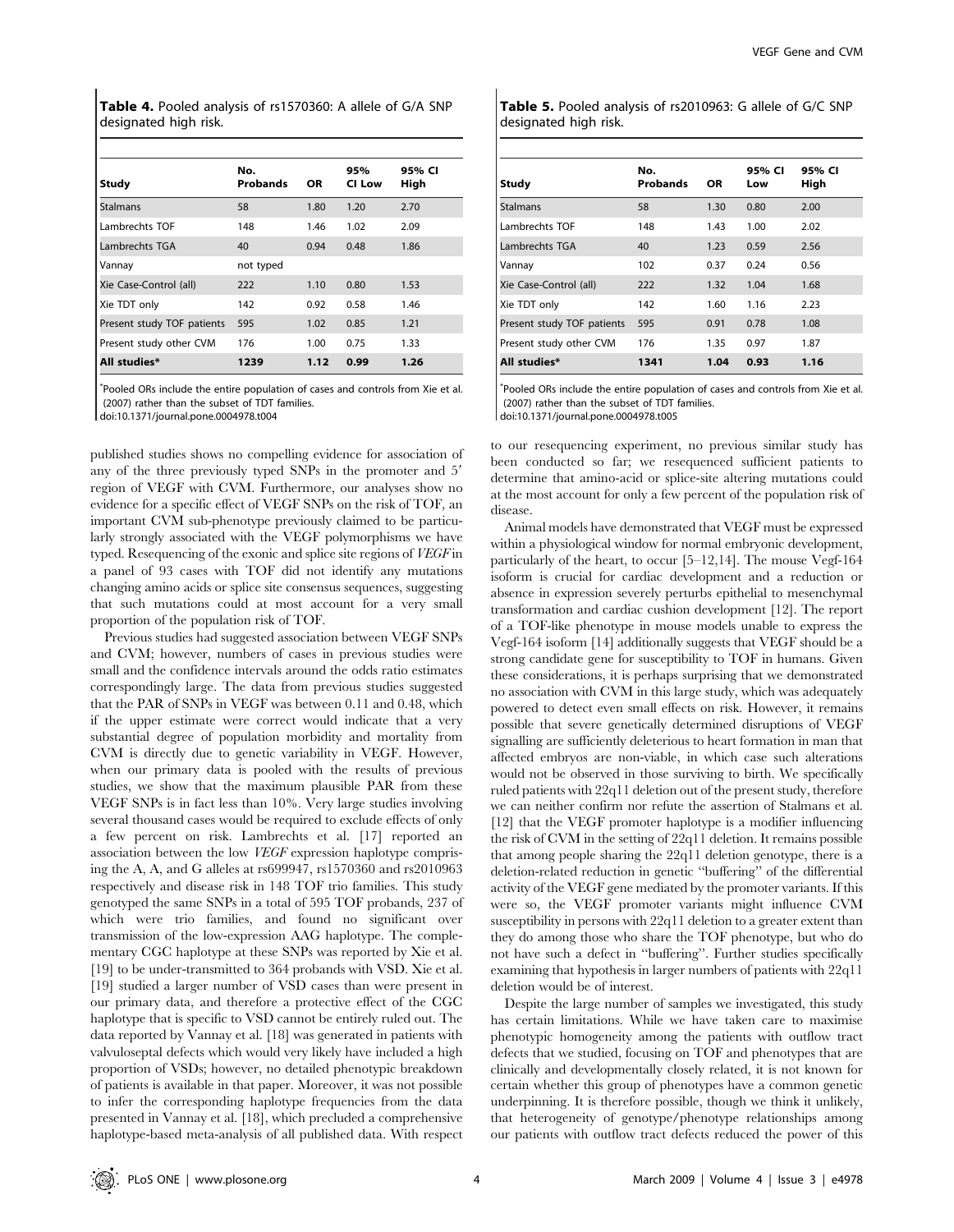**Table 4.** Pooled analysis of rs1570360: A allele of G/A SNP designated high risk.

| Study | No. Probands | OR | 95% CI Low | 95% CI High |
|---|---|---|---|---|
| Stalmans | 58 | 1.80 | 1.20 | 2.70 |
| Lambrechts TOF | 148 | 1.46 | 1.02 | 2.09 |
| Lambrechts TGA | 40 | 0.94 | 0.48 | 1.86 |
| Vannay | not typed | | | |
| Xie Case-Control (all) | 222 | 1.10 | 0.80 | 1.53 |
| Xie TDT only | 142 | 0.92 | 0.58 | 1.46 |
| Present study TOF patients | 595 | 1.02 | 0.85 | 1.21 |
| Present study other CVM | 176 | 1.00 | 0.75 | 1.33 |
| **All studies*** | **1239** | **1.12** | **0.99** | **1.26** |

*Pooled ORs include the entire population of cases and controls from Xie et al. (2007) rather than the subset of TDT families.

doi:10.1371/journal.pone.0004978.t004

**Table 5.** Pooled analysis of rs2010963: G allele of G/C SNP designated high risk.

| Study | No. Probands | OR | 95% CI Low | 95% CI High |
|---|---|---|---|---|
| Stalmans | 58 | 1.30 | 0.80 | 2.00 |
| Lambrechts TOF | 148 | 1.43 | 1.00 | 2.02 |
| Lambrechts TGA | 40 | 1.23 | 0.59 | 2.56 |
| Vannay | 102 | 0.37 | 0.24 | 0.56 |
| Xie Case-Control (all) | 222 | 1.32 | 1.04 | 1.68 |
| Xie TDT only | 142 | 1.60 | 1.16 | 2.23 |
| Present study TOF patients | 595 | 0.91 | 0.78 | 1.08 |
| Present study other CVM | 176 | 1.35 | 0.97 | 1.87 |
| **All studies*** | **1341** | **1.04** | **0.93** | **1.16** |

*Pooled ORs include the entire population of cases and controls from Xie et al. (2007) rather than the subset of TDT families.

doi:10.1371/journal.pone.0004978.t005

published studies shows no compelling evidence for association of any of the three previously typed SNPs in the promoter and 5′ region of VEGF with CVM. Furthermore, our analyses show no evidence for a specific effect of VEGF SNPs on the risk of TOF, an important CVM sub-phenotype previously claimed to be particularly strongly associated with the VEGF polymorphisms we have typed. Resequencing of the exonic and splice site regions of *VEGF* in a panel of 93 cases with TOF did not identify any mutations changing amino acids or splice site consensus sequences, suggesting that such mutations could at most account for a very small proportion of the population risk of TOF.

Previous studies had suggested association between VEGF SNPs and CVM; however, numbers of cases in previous studies were small and the confidence intervals around the odds ratio estimates correspondingly large. The data from previous studies suggested that the PAR of SNPs in VEGF was between 0.11 and 0.48, which if the upper estimate were correct would indicate that a very substantial degree of population morbidity and mortality from CVM is directly due to genetic variability in VEGF. However, when our primary data is pooled with the results of previous studies, we show that the maximum plausible PAR from these VEGF SNPs is in fact less than 10%. Very large studies involving several thousand cases would be required to exclude effects of only a few percent on risk. Lambrechts et al. [17] reported an association between the low *VEGF* expression haplotype comprising the A, A, and G alleles at rs699947, rs1570360 and rs2010963 respectively and disease risk in 148 TOF trio families. This study genotyped the same SNPs in a total of 595 TOF probands, 237 of which were trio families, and found no significant over transmission of the low-expression AAG haplotype. The complementary CGC haplotype at these SNPs was reported by Xie et al. [19] to be under-transmitted to 364 probands with VSD. Xie et al. [19] studied a larger number of VSD cases than were present in our primary data, and therefore a protective effect of the CGC haplotype that is specific to VSD cannot be entirely ruled out. The data reported by Vannay et al. [18] was generated in patients with valvuloseptal defects which would very likely have included a high proportion of VSDs; however, no detailed phenotypic breakdown of patients is available in that paper. Moreover, it was not possible to infer the corresponding haplotype frequencies from the data presented in Vannay et al. [18], which precluded a comprehensive haplotype-based meta-analysis of all published data. With respect to our resequencing experiment, no previous similar study has been conducted so far; we resequenced sufficient patients to determine that amino-acid or splice-site altering mutations could at the most account for only a few percent of the population risk of disease.

Animal models have demonstrated that VEGF must be expressed within a physiological window for normal embryonic development, particularly of the heart, to occur [5–12,14]. The mouse Vegf-164 isoform is crucial for cardiac development and a reduction or absence in expression severely perturbs epithelial to mesenchymal transformation and cardiac cushion development [12]. The report of a TOF-like phenotype in mouse models unable to express the Vegf-164 isoform [14] additionally suggests that VEGF should be a strong candidate gene for susceptibility to TOF in humans. Given these considerations, it is perhaps surprising that we demonstrated no association with CVM in this large study, which was adequately powered to detect even small effects on risk. However, it remains possible that severe genetically determined disruptions of VEGF signalling are sufficiently deleterious to heart formation in man that affected embryos are non-viable, in which case such alterations would not be observed in those surviving to birth. We specifically ruled patients with 22q11 deletion out of the present study, therefore we can neither confirm nor refute the assertion of Stalmans et al. [12] that the VEGF promoter haplotype is a modifier influencing the risk of CVM in the setting of 22q11 deletion. It remains possible that among people sharing the 22q11 deletion genotype, there is a deletion-related reduction in genetic "buffering" of the differential activity of the VEGF gene mediated by the promoter variants. If this were so, the VEGF promoter variants might influence CVM susceptibility in persons with 22q11 deletion to a greater extent than they do among those who share the TOF phenotype, but who do not have such a defect in "buffering". Further studies specifically examining that hypothesis in larger numbers of patients with 22q11 deletion would be of interest.

Despite the large number of samples we investigated, this study has certain limitations. While we have taken care to maximise phenotypic homogeneity among the patients with outflow tract defects that we studied, focusing on TOF and phenotypes that are clinically and developmentally closely related, it is not known for certain whether this group of phenotypes have a common genetic underpinning. It is therefore possible, though we think it unlikely, that heterogeneity of genotype/phenotype relationships among our patients with outflow tract defects reduced the power of this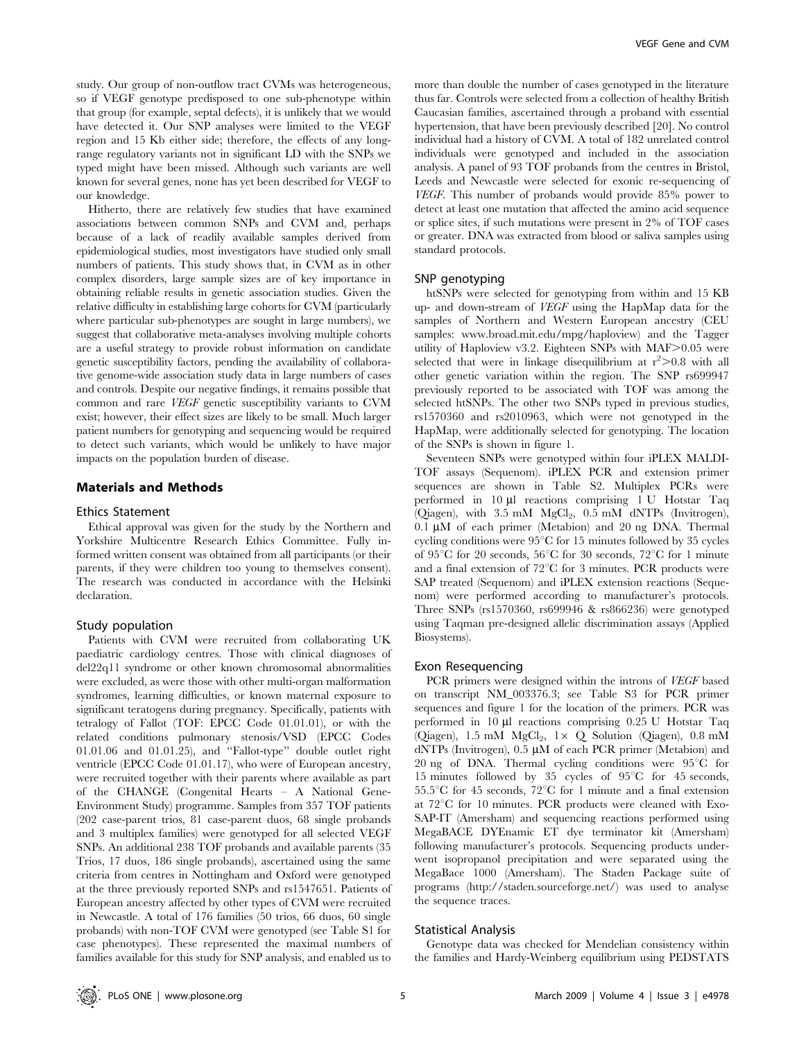study. Our group of non-outflow tract CVMs was heterogeneous, so if VEGF genotype predisposed to one sub-phenotype within that group (for example, septal defects), it is unlikely that we would have detected it. Our SNP analyses were limited to the VEGF region and 15 Kb either side; therefore, the effects of any long-range regulatory variants not in significant LD with the SNPs we typed might have been missed. Although such variants are well known for several genes, none has yet been described for VEGF to our knowledge.

Hitherto, there are relatively few studies that have examined associations between common SNPs and CVM and, perhaps because of a lack of readily available samples derived from epidemiological studies, most investigators have studied only small numbers of patients. This study shows that, in CVM as in other complex disorders, large sample sizes are of key importance in obtaining reliable results in genetic association studies. Given the relative difficulty in establishing large cohorts for CVM (particularly where particular sub-phenotypes are sought in large numbers), we suggest that collaborative meta-analyses involving multiple cohorts are a useful strategy to provide robust information on candidate genetic susceptibility factors, pending the availability of collaborative genome-wide association study data in large numbers of cases and controls. Despite our negative findings, it remains possible that common and rare *VEGF* genetic susceptibility variants to CVM exist; however, their effect sizes are likely to be small. Much larger patient numbers for genotyping and sequencing would be required to detect such variants, which would be unlikely to have major impacts on the population burden of disease.

## Materials and Methods

### Ethics Statement

Ethical approval was given for the study by the Northern and Yorkshire Multicentre Research Ethics Committee. Fully informed written consent was obtained from all participants (or their parents, if they were children too young to themselves consent). The research was conducted in accordance with the Helsinki declaration.

### Study population

Patients with CVM were recruited from collaborating UK paediatric cardiology centres. Those with clinical diagnoses of del22q11 syndrome or other known chromosomal abnormalities were excluded, as were those with other multi-organ malformation syndromes, learning difficulties, or known maternal exposure to significant teratogens during pregnancy. Specifically, patients with tetralogy of Fallot (TOF: EPCC Code 01.01.01), or with the related conditions pulmonary stenosis/VSD (EPCC Codes 01.01.06 and 01.01.25), and "Fallot-type" double outlet right ventricle (EPCC Code 01.01.17), who were of European ancestry, were recruited together with their parents where available as part of the CHANGE (Congenital Hearts – A National Gene-Environment Study) programme. Samples from 357 TOF patients (202 case-parent trios, 81 case-parent duos, 68 single probands and 3 multiplex families) were genotyped for all selected VEGF SNPs. An additional 238 TOF probands and available parents (35 Trios, 17 duos, 186 single probands), ascertained using the same criteria from centres in Nottingham and Oxford were genotyped at the three previously reported SNPs and rs1547651. Patients of European ancestry affected by other types of CVM were recruited in Newcastle. A total of 176 families (50 trios, 66 duos, 60 single probands) with non-TOF CVM were genotyped (see Table S1 for case phenotypes). These represented the maximal numbers of families available for this study for SNP analysis, and enabled us to more than double the number of cases genotyped in the literature thus far. Controls were selected from a collection of healthy British Caucasian families, ascertained through a proband with essential hypertension, that have been previously described [20]. No control individual had a history of CVM. A total of 182 unrelated control individuals were genotyped and included in the association analysis. A panel of 93 TOF probands from the centres in Bristol, Leeds and Newcastle were selected for exonic re-sequencing of *VEGF*. This number of probands would provide 85% power to detect at least one mutation that affected the amino acid sequence or splice sites, if such mutations were present in 2% of TOF cases or greater. DNA was extracted from blood or saliva samples using standard protocols.

### SNP genotyping

htSNPs were selected for genotyping from within and 15 KB up- and down-stream of *VEGF* using the HapMap data for the samples of Northern and Western European ancestry (CEU samples: www.broad.mit.edu/mpg/haploview) and the Tagger utility of Haploview v3.2. Eighteen SNPs with MAF>0.05 were selected that were in linkage disequilibrium at $r^2>0.8$ with all other genetic variation within the region. The SNP rs699947 previously reported to be associated with TOF was among the selected htSNPs. The other two SNPs typed in previous studies, rs1570360 and rs2010963, which were not genotyped in the HapMap, were additionally selected for genotyping. The location of the SNPs is shown in figure 1.

Seventeen SNPs were genotyped within four iPLEX MALDI-TOF assays (Sequenom). iPLEX PCR and extension primer sequences are shown in Table S2. Multiplex PCRs were performed in 10 µl reactions comprising 1 U Hotstar Taq (Qiagen), with 3.5 mM $MgCl_2$, 0.5 mM dNTPs (Invitrogen), 0.1 µM of each primer (Metabion) and 20 ng DNA. Thermal cycling conditions were 95°C for 15 minutes followed by 35 cycles of 95°C for 20 seconds, 56°C for 30 seconds, 72°C for 1 minute and a final extension of 72°C for 3 minutes. PCR products were SAP treated (Sequenom) and iPLEX extension reactions (Sequenom) were performed according to manufacturer's protocols. Three SNPs (rs1570360, rs699946 & rs866236) were genotyped using Taqman pre-designed allelic discrimination assays (Applied Biosystems).

### Exon Resequencing

PCR primers were designed within the introns of *VEGF* based on transcript NM_003376.3; see Table S3 for PCR primer sequences and figure 1 for the location of the primers. PCR was performed in 10 µl reactions comprising 0.25 U Hotstar Taq (Qiagen), 1.5 mM $MgCl_2$, 1× Q Solution (Qiagen), 0.8 mM dNTPs (Invitrogen), 0.5 µM of each PCR primer (Metabion) and 20 ng of DNA. Thermal cycling conditions were 95°C for 15 minutes followed by 35 cycles of 95°C for 45 seconds, 55.5°C for 45 seconds, 72°C for 1 minute and a final extension at 72°C for 10 minutes. PCR products were cleaned with Exo-SAP-IT (Amersham) and sequencing reactions performed using MegaBACE DYEnamic ET dye terminator kit (Amersham) following manufacturer's protocols. Sequencing products underwent isopropanol precipitation and were separated using the MegaBace 1000 (Amersham). The Staden Package suite of programs (http://staden.sourceforge.net/) was used to analyse the sequence traces.

### Statistical Analysis

Genotype data was checked for Mendelian consistency within the families and Hardy-Weinberg equilibrium using PEDSTATS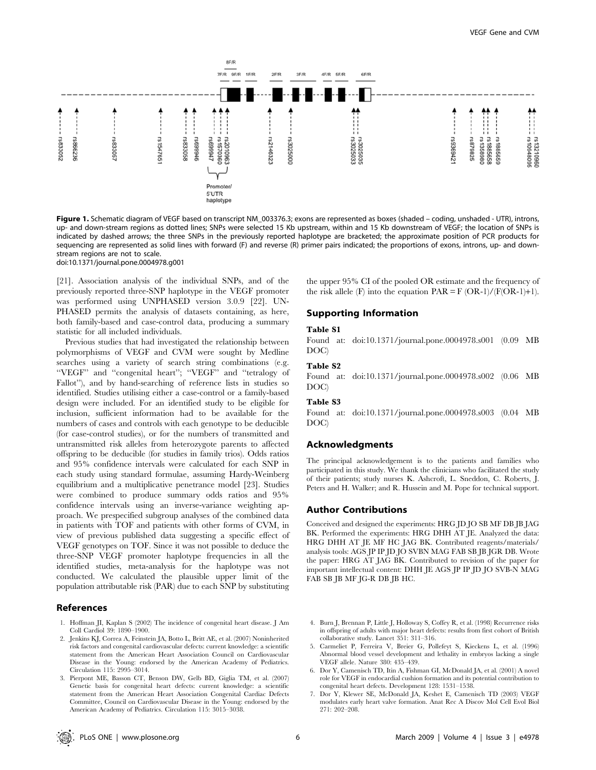Figure 1. Schematic diagram of VEGF based on transcript NM_003376.3; exons are represented as boxes (shaded – coding, unshaded - UTR), introns, up- and down-stream regions as dotted lines; SNPs were selected 15 Kb upstream, within and 15 Kb downstream of VEGF; the location of SNPs is indicated by dashed arrows; the three SNPs in the previously reported haplotype are bracketed; the approximate position of PCR products for sequencing are represented as solid lines with forward (F) and reverse (R) primer pairs indicated; the proportions of exons, introns, up- and down-stream regions are not to scale.
doi:10.1371/journal.pone.0004978.g001

[21]. Association analysis of the individual SNPs, and of the previously reported three-SNP haplotype in the VEGF promoter was performed using UNPHASED version 3.0.9 [22]. UNPHASED permits the analysis of datasets containing, as here, both family-based and case-control data, producing a summary statistic for all included individuals.

Previous studies that had investigated the relationship between polymorphisms of VEGF and CVM were sought by Medline searches using a variety of search string combinations (e.g. "VEGF" and "congenital heart"; "VEGF" and "tetralogy of Fallot"), and by hand-searching of reference lists in studies so identified. Studies utilising either a case-control or a family-based design were included. For an identified study to be eligible for inclusion, sufficient information had to be available for the numbers of cases and controls with each genotype to be deducible (for case-control studies), or for the numbers of transmitted and untransmitted risk alleles from heterozygote parents to affected offspring to be deducible (for studies in family trios). Odds ratios and 95% confidence intervals were calculated for each SNP in each study using standard formulae, assuming Hardy-Weinberg equilibrium and a multiplicative penetrance model [23]. Studies were combined to produce summary odds ratios and 95% confidence intervals using an inverse-variance weighting approach. We prespecified subgroup analyses of the combined data in patients with TOF and patients with other forms of CVM, in view of previous published data suggesting a specific effect of VEGF genotypes on TOF. Since it was not possible to deduce the three-SNP VEGF promoter haplotype frequencies in all the identified studies, meta-analysis for the haplotype was not conducted. We calculated the plausible upper limit of the population attributable risk (PAR) due to each SNP by substituting the upper 95% CI of the pooled OR estimate and the frequency of the risk allele (F) into the equation $PAR = F\,(OR-1)/(F(OR-1)+1)$.

## Supporting Information

**Table S1**

Found at: doi:10.1371/journal.pone.0004978.s001 (0.09 MB DOC)

**Table S2**

Found at: doi:10.1371/journal.pone.0004978.s002 (0.06 MB DOC)

**Table S3**

Found at: doi:10.1371/journal.pone.0004978.s003 (0.04 MB DOC)

## Acknowledgments

The principal acknowledgement is to the patients and families who participated in this study. We thank the clinicians who facilitated the study of their patients; study nurses K. Ashcroft, L. Sneddon, C. Roberts, J. Peters and H. Walker; and R. Hussein and M. Pope for technical support.

## Author Contributions

Conceived and designed the experiments: HRG JD JO SB MF DB JB JAG BK. Performed the experiments: HRG DHH AT JE. Analyzed the data: HRG DHH AT JE MF HC JAG BK. Contributed reagents/materials/analysis tools: AGS JP IP JD JO SVBN MAG FAB SB JB JGR DB. Wrote the paper: HRG AT JAG BK. Contributed to revision of the paper for important intellectual content: DHH JE AGS JP IP JD JO SVB-N MAG FAB SB JB MF JG-R DB JB HC.

## References

1. Hoffman JI, Kaplan S (2002) The incidence of congenital heart disease. J Am Coll Cardiol 39: 1890–1900.
2. Jenkins KJ, Correa A, Feinstein JA, Botto L, Britt AE, et al. (2007) Noninherited risk factors and congenital cardiovascular defects: current knowledge: a scientific statement from the American Heart Association Council on Cardiovascular Disease in the Young: endorsed by the American Academy of Pediatrics. Circulation 115: 2995–3014.
3. Pierpont ME, Basson CT, Benson DW, Gelb BD, Giglia TM, et al. (2007) Genetic basis for congenital heart defects: current knowledge: a scientific statement from the American Heart Association Congenital Cardiac Defects Committee, Council on Cardiovascular Disease in the Young: endorsed by the American Academy of Pediatrics. Circulation 115: 3015–3038.
4. Burn J, Brennan P, Little J, Holloway S, Coffey R, et al. (1998) Recurrence risks in offspring of adults with major heart defects: results from first cohort of British collaborative study. Lancet 351: 311–316.
5. Carmeliet P, Ferreira V, Breier G, Pollefeyt S, Kieckens L, et al. (1996) Abnormal blood vessel development and lethality in embryos lacking a single VEGF allele. Nature 380: 435–439.
6. Dor Y, Camenisch TD, Itin A, Fishman GI, McDonald JA, et al. (2001) A novel role for VEGF in endocardial cushion formation and its potential contribution to congenital heart defects. Development 128: 1531–1538.
7. Dor Y, Klewer SE, McDonald JA, Keshet E, Camenisch TD (2003) VEGF modulates early heart valve formation. Anat Rec A Discov Mol Cell Evol Biol 271: 202–208.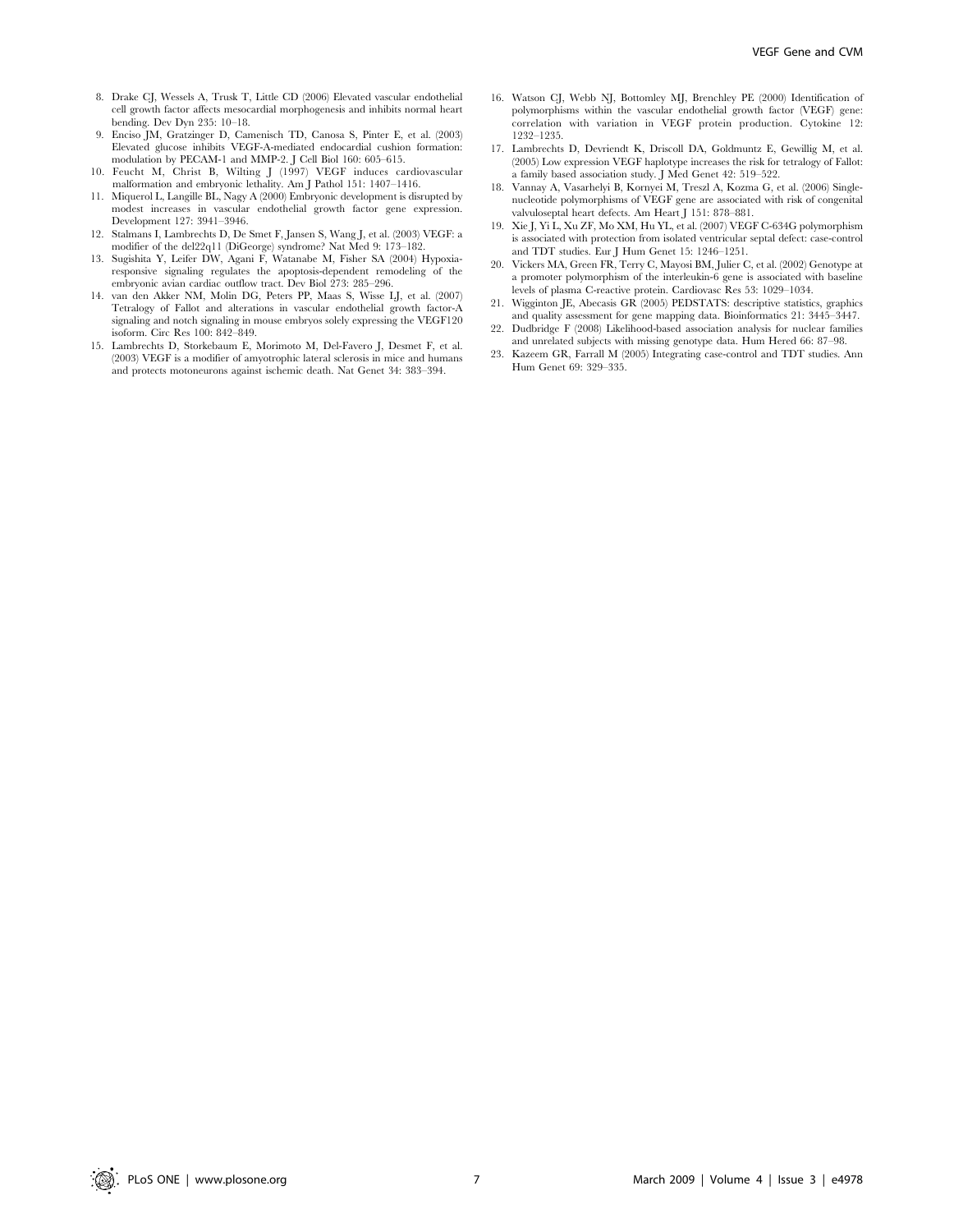8. Drake CJ, Wessels A, Trusk T, Little CD (2006) Elevated vascular endothelial cell growth factor affects mesocardial morphogenesis and inhibits normal heart bending. Dev Dyn 235: 10–18.
9. Enciso JM, Gratzinger D, Camenisch TD, Canosa S, Pinter E, et al. (2003) Elevated glucose inhibits VEGF-A-mediated endocardial cushion formation: modulation by PECAM-1 and MMP-2. J Cell Biol 160: 605–615.
10. Feucht M, Christ B, Wilting J (1997) VEGF induces cardiovascular malformation and embryonic lethality. Am J Pathol 151: 1407–1416.
11. Miquerol L, Langille BL, Nagy A (2000) Embryonic development is disrupted by modest increases in vascular endothelial growth factor gene expression. Development 127: 3941–3946.
12. Stalmans I, Lambrechts D, De Smet F, Jansen S, Wang J, et al. (2003) VEGF: a modifier of the del22q11 (DiGeorge) syndrome? Nat Med 9: 173–182.
13. Sugishita Y, Leifer DW, Agani F, Watanabe M, Fisher SA (2004) Hypoxia-responsive signaling regulates the apoptosis-dependent remodeling of the embryonic avian cardiac outflow tract. Dev Biol 273: 285–296.
14. van den Akker NM, Molin DG, Peters PP, Maas S, Wisse LJ, et al. (2007) Tetralogy of Fallot and alterations in vascular endothelial growth factor-A signaling and notch signaling in mouse embryos solely expressing the VEGF120 isoform. Circ Res 100: 842–849.
15. Lambrechts D, Storkebaum E, Morimoto M, Del-Favero J, Desmet F, et al. (2003) VEGF is a modifier of amyotrophic lateral sclerosis in mice and humans and protects motoneurons against ischemic death. Nat Genet 34: 383–394.
16. Watson CJ, Webb NJ, Bottomley MJ, Brenchley PE (2000) Identification of polymorphisms within the vascular endothelial growth factor (VEGF) gene: correlation with variation in VEGF protein production. Cytokine 12: 1232–1235.
17. Lambrechts D, Devriendt K, Driscoll DA, Goldmuntz E, Gewillig M, et al. (2005) Low expression VEGF haplotype increases the risk for tetralogy of Fallot: a family based association study. J Med Genet 42: 519–522.
18. Vannay A, Vasarhelyi B, Kornyei M, Treszl A, Kozma G, et al. (2006) Single-nucleotide polymorphisms of VEGF gene are associated with risk of congenital valvuloseptal heart defects. Am Heart J 151: 878–881.
19. Xie J, Yi L, Xu ZF, Mo XM, Hu YL, et al. (2007) VEGF C-634G polymorphism is associated with protection from isolated ventricular septal defect: case-control and TDT studies. Eur J Hum Genet 15: 1246–1251.
20. Vickers MA, Green FR, Terry C, Mayosi BM, Julier C, et al. (2002) Genotype at a promoter polymorphism of the interleukin-6 gene is associated with baseline levels of plasma C-reactive protein. Cardiovasc Res 53: 1029–1034.
21. Wigginton JE, Abecasis GR (2005) PEDSTATS: descriptive statistics, graphics and quality assessment for gene mapping data. Bioinformatics 21: 3445–3447.
22. Dudbridge F (2008) Likelihood-based association analysis for nuclear families and unrelated subjects with missing genotype data. Hum Hered 66: 87–98.
23. Kazeem GR, Farrall M (2005) Integrating case-control and TDT studies. Ann Hum Genet 69: 329–335.